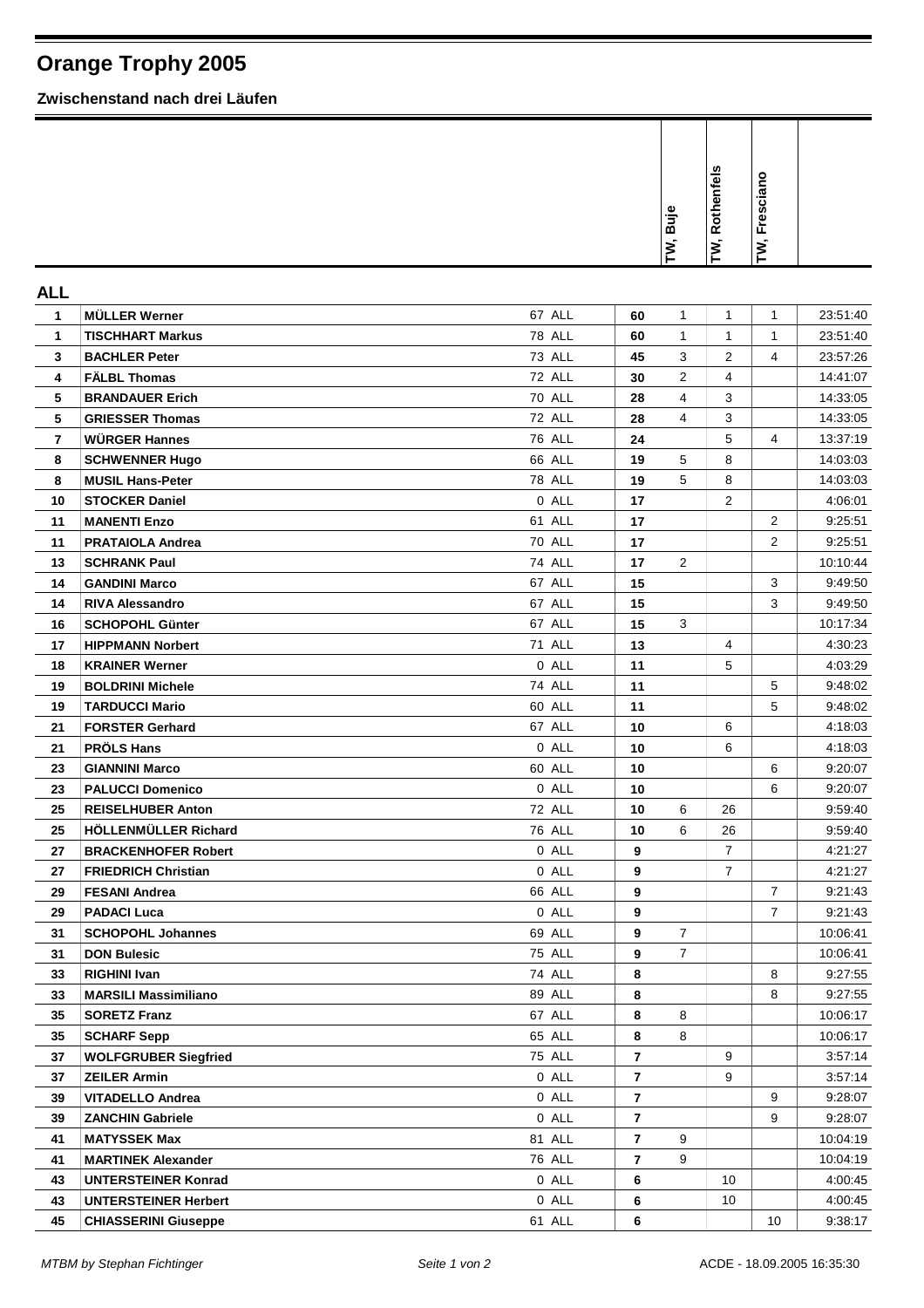# Orange Trophy 2005

## Zwischenstand nach drei Läufen

| | | | | TW, Buje | TW, Rothenfels | TW, Fresciano | |
|---|---|---|---|---|---|---|---|

**ALL**

| | | | | TW, Buje | TW, Rothenfels | TW, Fresciano | |
|---|---|---|---|---|---|---|---|
| 1 | **MÜLLER Werner** | 67 ALL | **60** | 1 | 1 | 1 | 23:51:40 |
| 1 | **TISCHHART Markus** | 78 ALL | **60** | 1 | 1 | 1 | 23:51:40 |
| 3 | **BACHLER Peter** | 73 ALL | **45** | 3 | 2 | 4 | 23:57:26 |
| 4 | **FÄLBL Thomas** | 72 ALL | **30** | 2 | 4 | | 14:41:07 |
| 5 | **BRANDAUER Erich** | 70 ALL | **28** | 4 | 3 | | 14:33:05 |
| 5 | **GRIESSER Thomas** | 72 ALL | **28** | 4 | 3 | | 14:33:05 |
| 7 | **WÜRGER Hannes** | 76 ALL | **24** | | 5 | 4 | 13:37:19 |
| 8 | **SCHWENNER Hugo** | 66 ALL | **19** | 5 | 8 | | 14:03:03 |
| 8 | **MUSIL Hans-Peter** | 78 ALL | **19** | 5 | 8 | | 14:03:03 |
| 10 | **STOCKER Daniel** | 0 ALL | **17** | | 2 | | 4:06:01 |
| 11 | **MANENTI Enzo** | 61 ALL | **17** | | | 2 | 9:25:51 |
| 11 | **PRATAIOLA Andrea** | 70 ALL | **17** | | | 2 | 9:25:51 |
| 13 | **SCHRANK Paul** | 74 ALL | **17** | 2 | | | 10:10:44 |
| 14 | **GANDINI Marco** | 67 ALL | **15** | | | 3 | 9:49:50 |
| 14 | **RIVA Alessandro** | 67 ALL | **15** | | | 3 | 9:49:50 |
| 16 | **SCHOPOHL Günter** | 67 ALL | **15** | 3 | | | 10:17:34 |
| 17 | **HIPPMANN Norbert** | 71 ALL | **13** | | 4 | | 4:30:23 |
| 18 | **KRAINER Werner** | 0 ALL | **11** | | 5 | | 4:03:29 |
| 19 | **BOLDRINI Michele** | 74 ALL | **11** | | | 5 | 9:48:02 |
| 19 | **TARDUCCI Mario** | 60 ALL | **11** | | | 5 | 9:48:02 |
| 21 | **FORSTER Gerhard** | 67 ALL | **10** | | 6 | | 4:18:03 |
| 21 | **PRÖLS Hans** | 0 ALL | **10** | | 6 | | 4:18:03 |
| 23 | **GIANNINI Marco** | 60 ALL | **10** | | | 6 | 9:20:07 |
| 23 | **PALUCCI Domenico** | 0 ALL | **10** | | | 6 | 9:20:07 |
| 25 | **REISELHUBER Anton** | 72 ALL | **10** | 6 | 26 | | 9:59:40 |
| 25 | **HÖLLENMÜLLER Richard** | 76 ALL | **10** | 6 | 26 | | 9:59:40 |
| 27 | **BRACKENHOFER Robert** | 0 ALL | **9** | | 7 | | 4:21:27 |
| 27 | **FRIEDRICH Christian** | 0 ALL | **9** | | 7 | | 4:21:27 |
| 29 | **FESANI Andrea** | 66 ALL | **9** | | | 7 | 9:21:43 |
| 29 | **PADACI Luca** | 0 ALL | **9** | | | 7 | 9:21:43 |
| 31 | **SCHOPOHL Johannes** | 69 ALL | **9** | 7 | | | 10:06:41 |
| 31 | **DON Bulesic** | 75 ALL | **9** | 7 | | | 10:06:41 |
| 33 | **RIGHINI Ivan** | 74 ALL | **8** | | | 8 | 9:27:55 |
| 33 | **MARSILI Massimiliano** | 89 ALL | **8** | | | 8 | 9:27:55 |
| 35 | **SORETZ Franz** | 67 ALL | **8** | 8 | | | 10:06:17 |
| 35 | **SCHARF Sepp** | 65 ALL | **8** | 8 | | | 10:06:17 |
| 37 | **WOLFGRUBER Siegfried** | 75 ALL | **7** | | 9 | | 3:57:14 |
| 37 | **ZEILER Armin** | 0 ALL | **7** | | 9 | | 3:57:14 |
| 39 | **VITADELLO Andrea** | 0 ALL | **7** | | | 9 | 9:28:07 |
| 39 | **ZANCHIN Gabriele** | 0 ALL | **7** | | | 9 | 9:28:07 |
| 41 | **MATYSSEK Max** | 81 ALL | **7** | 9 | | | 10:04:19 |
| 41 | **MARTINEK Alexander** | 76 ALL | **7** | 9 | | | 10:04:19 |
| 43 | **UNTERSTEINER Konrad** | 0 ALL | **6** | | 10 | | 4:00:45 |
| 43 | **UNTERSTEINER Herbert** | 0 ALL | **6** | | 10 | | 4:00:45 |
| 45 | **CHIASSERINI Giuseppe** | 61 ALL | **6** | | | 10 | 9:38:17 |

*MTBM by Stephan Fichtinger* — ACDE - 18.09.2005 16:35:30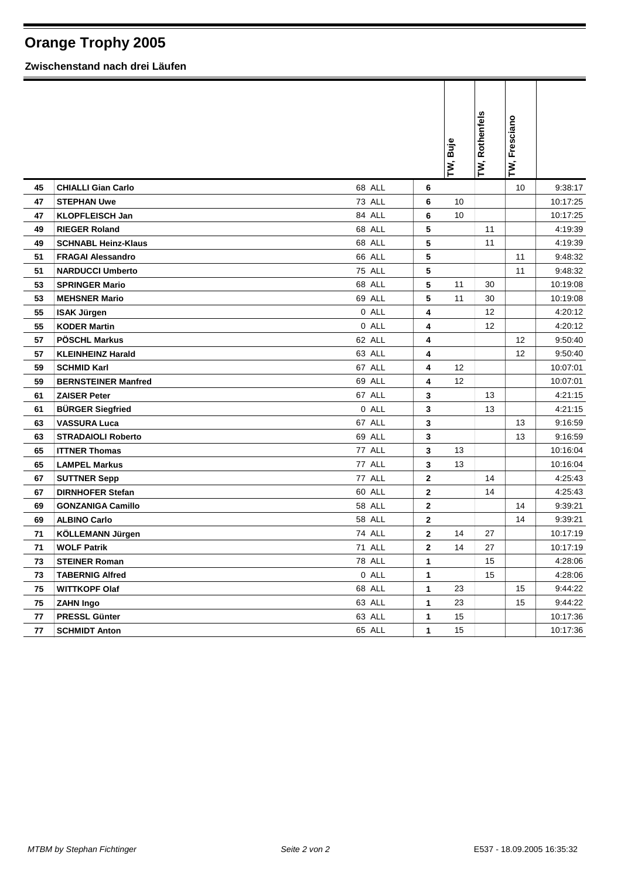# Orange Trophy 2005

## Zwischenstand nach drei Läufen

| | | | | | TW, Buje | TW, Rothenfels | TW, Fresciano | |
|---|---|---|---|---|---|---|---|---|
| 45 | CHIALLI Gian Carlo | 68 | ALL | 6 | | | 10 | 9:38:17 |
| 47 | STEPHAN Uwe | 73 | ALL | 6 | 10 | | | 10:17:25 |
| 47 | KLOPFLEISCH Jan | 84 | ALL | 6 | 10 | | | 10:17:25 |
| 49 | RIEGER Roland | 68 | ALL | 5 | | 11 | | 4:19:39 |
| 49 | SCHNABL Heinz-Klaus | 68 | ALL | 5 | | 11 | | 4:19:39 |
| 51 | FRAGAI Alessandro | 66 | ALL | 5 | | | 11 | 9:48:32 |
| 51 | NARDUCCI Umberto | 75 | ALL | 5 | | | 11 | 9:48:32 |
| 53 | SPRINGER Mario | 68 | ALL | 5 | 11 | 30 | | 10:19:08 |
| 53 | MEHSNER Mario | 69 | ALL | 5 | 11 | 30 | | 10:19:08 |
| 55 | ISAK Jürgen | 0 | ALL | 4 | | 12 | | 4:20:12 |
| 55 | KODER Martin | 0 | ALL | 4 | | 12 | | 4:20:12 |
| 57 | PÖSCHL Markus | 62 | ALL | 4 | | | 12 | 9:50:40 |
| 57 | KLEINHEINZ Harald | 63 | ALL | 4 | | | 12 | 9:50:40 |
| 59 | SCHMID Karl | 67 | ALL | 4 | 12 | | | 10:07:01 |
| 59 | BERNSTEINER Manfred | 69 | ALL | 4 | 12 | | | 10:07:01 |
| 61 | ZAISER Peter | 67 | ALL | 3 | | 13 | | 4:21:15 |
| 61 | BÜRGER Siegfried | 0 | ALL | 3 | | 13 | | 4:21:15 |
| 63 | VASSURA Luca | 67 | ALL | 3 | | | 13 | 9:16:59 |
| 63 | STRADAIOLI Roberto | 69 | ALL | 3 | | | 13 | 9:16:59 |
| 65 | ITTNER Thomas | 77 | ALL | 3 | 13 | | | 10:16:04 |
| 65 | LAMPEL Markus | 77 | ALL | 3 | 13 | | | 10:16:04 |
| 67 | SUTTNER Sepp | 77 | ALL | 2 | | 14 | | 4:25:43 |
| 67 | DIRNHOFER Stefan | 60 | ALL | 2 | | 14 | | 4:25:43 |
| 69 | GONZANIGA Camillo | 58 | ALL | 2 | | | 14 | 9:39:21 |
| 69 | ALBINO Carlo | 58 | ALL | 2 | | | 14 | 9:39:21 |
| 71 | KÖLLEMANN Jürgen | 74 | ALL | 2 | 14 | 27 | | 10:17:19 |
| 71 | WOLF Patrik | 71 | ALL | 2 | 14 | 27 | | 10:17:19 |
| 73 | STEINER Roman | 78 | ALL | 1 | | 15 | | 4:28:06 |
| 73 | TABERNIG Alfred | 0 | ALL | 1 | | 15 | | 4:28:06 |
| 75 | WITTKOPF Olaf | 68 | ALL | 1 | 23 | | 15 | 9:44:22 |
| 75 | ZAHN Ingo | 63 | ALL | 1 | 23 | | 15 | 9:44:22 |
| 77 | PRESSL Günter | 63 | ALL | 1 | 15 | | | 10:17:36 |
| 77 | SCHMIDT Anton | 65 | ALL | 1 | 15 | | | 10:17:36 |

*MTBM by Stephan Fichtinger* — E537 - 18.09.2005 16:35:32